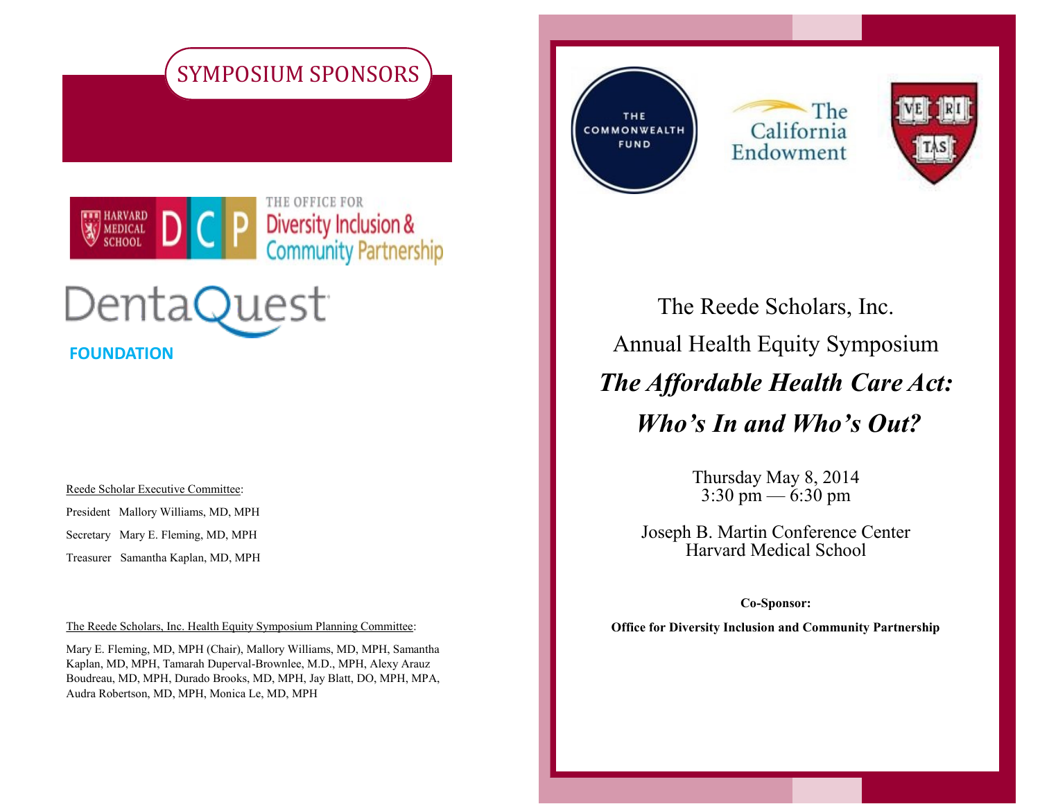## SYMPOSIUM SPONSORS

HARVARD MEDICAL SCHOOL DCP THE OFFICE FOR Diversity Inclusion & Community Partnership

DentaQuest

**FOUNDATION**

Reede Scholar Executive Committee:

President Mallory Williams, MD, MPH

Secretary Mary E. Fleming, MD, MPH

Treasurer Samantha Kaplan, MD, MPH

The Reede Scholars, Inc. Health Equity Symposium Planning Committee:

Mary E. Fleming, MD, MPH (Chair), Mallory Williams, MD, MPH, Samantha Kaplan, MD, MPH, Tamarah Duperval-Brownlee, M.D., MPH, Alexy Arauz Boudreau, MD, MPH, Durado Brooks, MD, MPH, Jay Blatt, DO, MPH, MPA, Audra Robertson, MD, MPH, Monica Le, MD, MPH

THE COMMONWEALTH FUND

The California Endowment

VE RI TAS

# The Reede Scholars, Inc.

# Annual Health Equity Symposium

# *The Affordable Health Care Act: Who's In and Who's Out?*

Thursday May 8, 2014
3:30 pm — 6:30 pm

Joseph B. Martin Conference Center
Harvard Medical School

**Co-Sponsor:**

**Office for Diversity Inclusion and Community Partnership**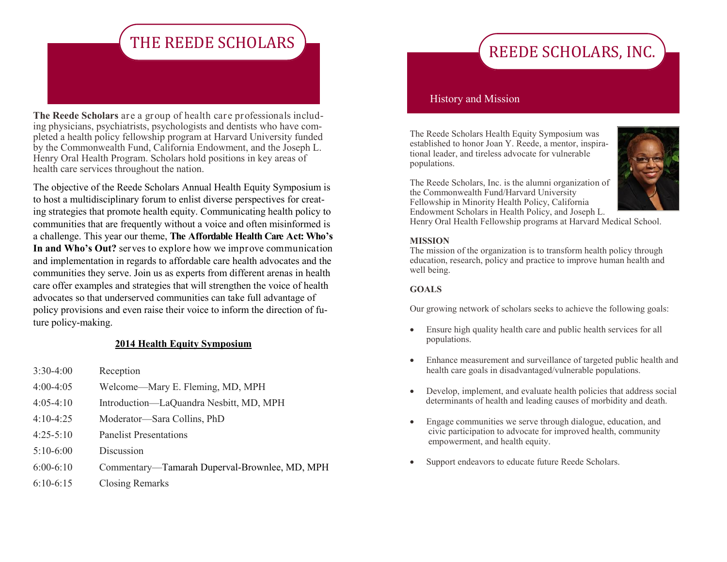# THE REEDE SCHOLARS

**The Reede Scholars** are a group of health care professionals including physicians, psychiatrists, psychologists and dentists who have completed a health policy fellowship program at Harvard University funded by the Commonwealth Fund, California Endowment, and the Joseph L. Henry Oral Health Program. Scholars hold positions in key areas of health care services throughout the nation.

The objective of the Reede Scholars Annual Health Equity Symposium is to host a multidisciplinary forum to enlist diverse perspectives for creating strategies that promote health equity. Communicating health policy to communities that are frequently without a voice and often misinformed is a challenge. This year our theme, **The Affordable Health Care Act: Who's In and Who's Out?** serves to explore how we improve communication and implementation in regards to affordable care health advocates and the communities they serve. Join us as experts from different arenas in health care offer examples and strategies that will strengthen the voice of health advocates so that underserved communities can take full advantage of policy provisions and even raise their voice to inform the direction of future policy-making.

**2014 Health Equity Symposium**

| | |
|---|---|
| 3:30-4:00 | Reception |
| 4:00-4:05 | Welcome—Mary E. Fleming, MD, MPH |
| 4:05-4:10 | Introduction—LaQuandra Nesbitt, MD, MPH |
| 4:10-4:25 | Moderator—Sara Collins, PhD |
| 4:25-5:10 | Panelist Presentations |
| 5:10-6:00 | Discussion |
| 6:00-6:10 | Commentary—Tamarah Duperval-Brownlee, MD, MPH |
| 6:10-6:15 | Closing Remarks |

# REEDE SCHOLARS, INC.

## History and Mission

The Reede Scholars Health Equity Symposium was established to honor Joan Y. Reede, a mentor, inspirational leader, and tireless advocate for vulnerable populations.

The Reede Scholars, Inc. is the alumni organization of the Commonwealth Fund/Harvard University Fellowship in Minority Health Policy, California Endowment Scholars in Health Policy, and Joseph L. Henry Oral Health Fellowship programs at Harvard Medical School.

**MISSION**

The mission of the organization is to transform health policy through education, research, policy and practice to improve human health and well being.

**GOALS**

Our growing network of scholars seeks to achieve the following goals:

- Ensure high quality health care and public health services for all populations.
- Enhance measurement and surveillance of targeted public health and health care goals in disadvantaged/vulnerable populations.
- Develop, implement, and evaluate health policies that address social determinants of health and leading causes of morbidity and death.
- Engage communities we serve through dialogue, education, and civic participation to advocate for improved health, community empowerment, and health equity.
- Support endeavors to educate future Reede Scholars.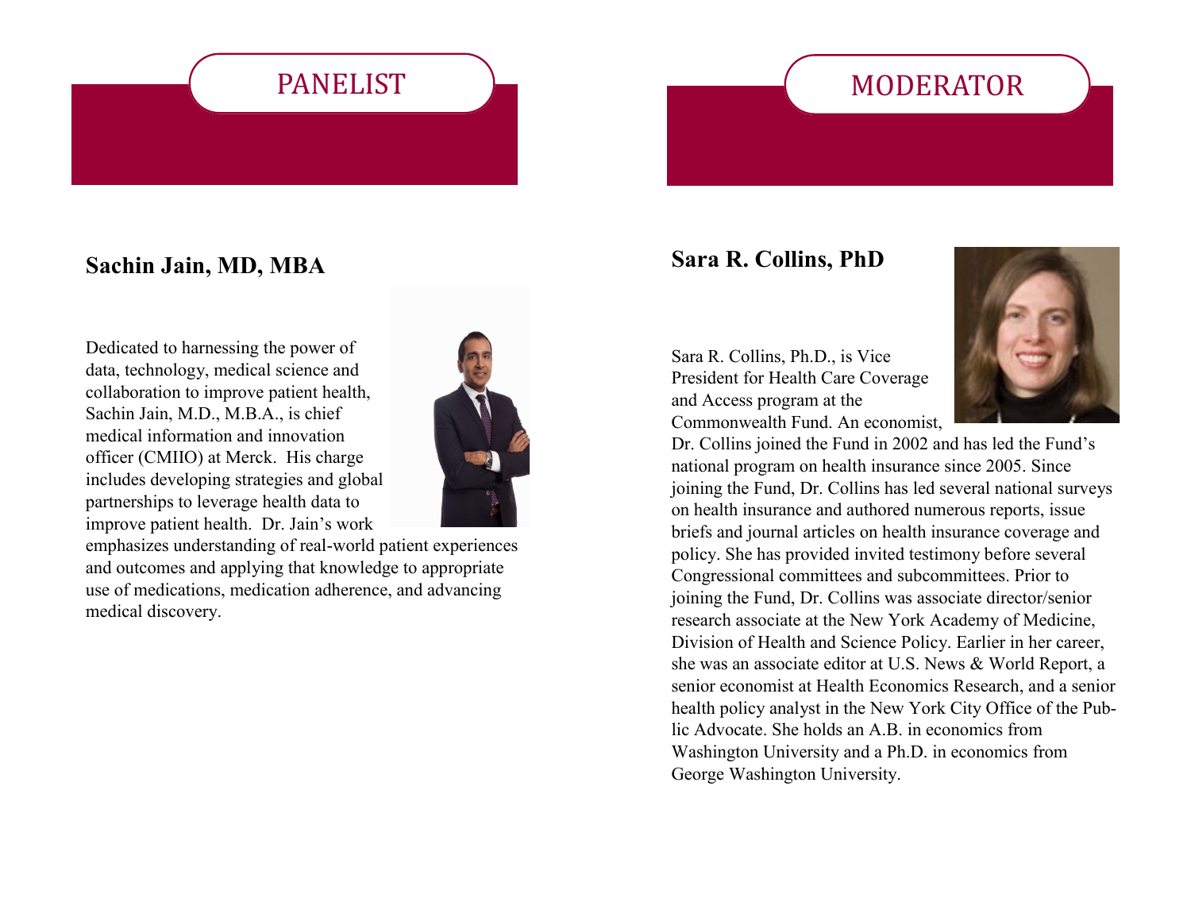## PANELIST

### Sachin Jain, MD, MBA

Dedicated to harnessing the power of data, technology, medical science and collaboration to improve patient health, Sachin Jain, M.D., M.B.A., is chief medical information and innovation officer (CMIIO) at Merck. His charge includes developing strategies and global partnerships to leverage health data to improve patient health. Dr. Jain's work emphasizes understanding of real-world patient experiences and outcomes and applying that knowledge to appropriate use of medications, medication adherence, and advancing medical discovery.

## MODERATOR

### Sara R. Collins, PhD

Sara R. Collins, Ph.D., is Vice President for Health Care Coverage and Access program at the Commonwealth Fund. An economist, Dr. Collins joined the Fund in 2002 and has led the Fund's national program on health insurance since 2005. Since joining the Fund, Dr. Collins has led several national surveys on health insurance and authored numerous reports, issue briefs and journal articles on health insurance coverage and policy. She has provided invited testimony before several Congressional committees and subcommittees. Prior to joining the Fund, Dr. Collins was associate director/senior research associate at the New York Academy of Medicine, Division of Health and Science Policy. Earlier in her career, she was an associate editor at U.S. News & World Report, a senior economist at Health Economics Research, and a senior health policy analyst in the New York City Office of the Public Advocate. She holds an A.B. in economics from Washington University and a Ph.D. in economics from George Washington University.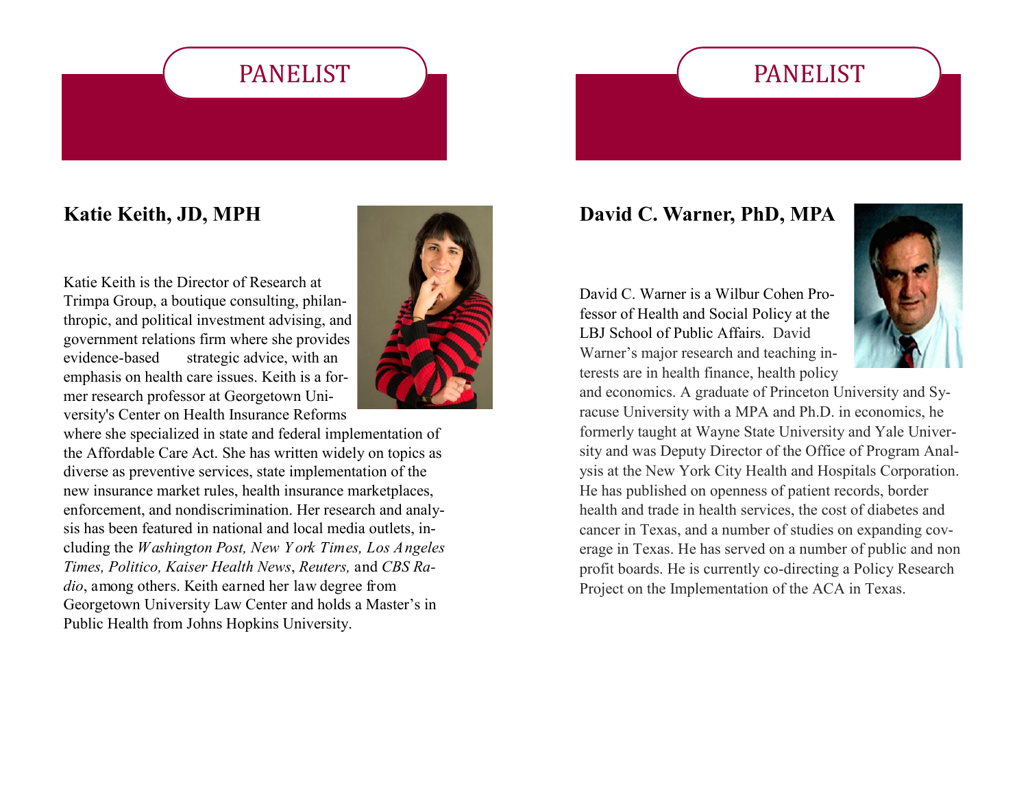## PANELIST

### Katie Keith, JD, MPH

Katie Keith is the Director of Research at Trimpa Group, a boutique consulting, philanthropic, and political investment advising, and government relations firm where she provides evidence-based strategic advice, with an emphasis on health care issues. Keith is a former research professor at Georgetown University's Center on Health Insurance Reforms where she specialized in state and federal implementation of the Affordable Care Act. She has written widely on topics as diverse as preventive services, state implementation of the new insurance market rules, health insurance marketplaces, enforcement, and nondiscrimination. Her research and analysis has been featured in national and local media outlets, including the *Washington Post, New York Times, Los Angeles Times, Politico, Kaiser Health News*, *Reuters,* and *CBS Radio*, among others. Keith earned her law degree from Georgetown University Law Center and holds a Master's in Public Health from Johns Hopkins University.

## PANELIST

### David C. Warner, PhD, MPA

David C. Warner is a Wilbur Cohen Professor of Health and Social Policy at the LBJ School of Public Affairs. David Warner's major research and teaching interests are in health finance, health policy and economics. A graduate of Princeton University and Syracuse University with a MPA and Ph.D. in economics, he formerly taught at Wayne State University and Yale University and was Deputy Director of the Office of Program Analysis at the New York City Health and Hospitals Corporation. He has published on openness of patient records, border health and trade in health services, the cost of diabetes and cancer in Texas, and a number of studies on expanding coverage in Texas. He has served on a number of public and non profit boards. He is currently co-directing a Policy Research Project on the Implementation of the ACA in Texas.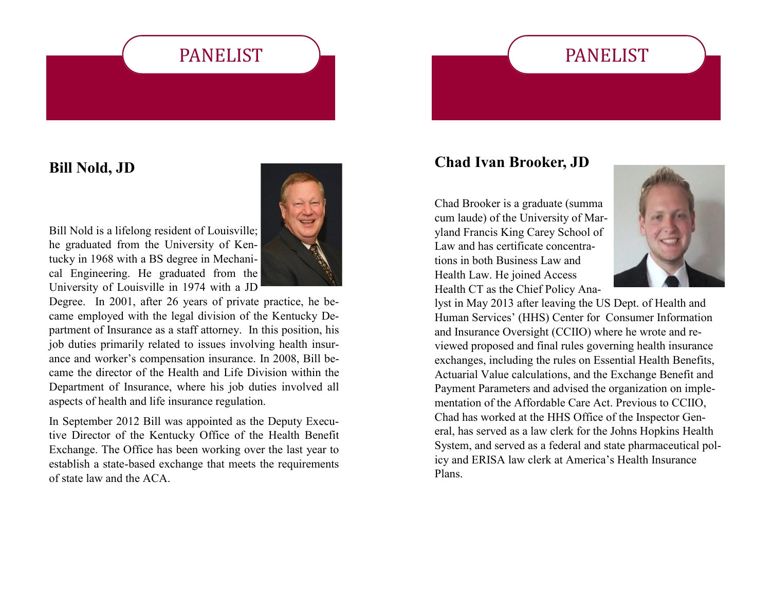PANELIST

## Bill Nold, JD

Bill Nold is a lifelong resident of Louisville; he graduated from the University of Kentucky in 1968 with a BS degree in Mechanical Engineering. He graduated from the University of Louisville in 1974 with a JD Degree. In 2001, after 26 years of private practice, he became employed with the legal division of the Kentucky Department of Insurance as a staff attorney. In this position, his job duties primarily related to issues involving health insurance and worker's compensation insurance. In 2008, Bill became the director of the Health and Life Division within the Department of Insurance, where his job duties involved all aspects of health and life insurance regulation.

In September 2012 Bill was appointed as the Deputy Executive Director of the Kentucky Office of the Health Benefit Exchange. The Office has been working over the last year to establish a state-based exchange that meets the requirements of state law and the ACA.

PANELIST

## Chad Ivan Brooker, JD

Chad Brooker is a graduate (summa cum laude) of the University of Maryland Francis King Carey School of Law and has certificate concentrations in both Business Law and Health Law. He joined Access Health CT as the Chief Policy Analyst in May 2013 after leaving the US Dept. of Health and Human Services' (HHS) Center for Consumer Information and Insurance Oversight (CCIIO) where he wrote and reviewed proposed and final rules governing health insurance exchanges, including the rules on Essential Health Benefits, Actuarial Value calculations, and the Exchange Benefit and Payment Parameters and advised the organization on implementation of the Affordable Care Act. Previous to CCIIO, Chad has worked at the HHS Office of the Inspector General, has served as a law clerk for the Johns Hopkins Health System, and served as a federal and state pharmaceutical policy and ERISA law clerk at America's Health Insurance Plans.